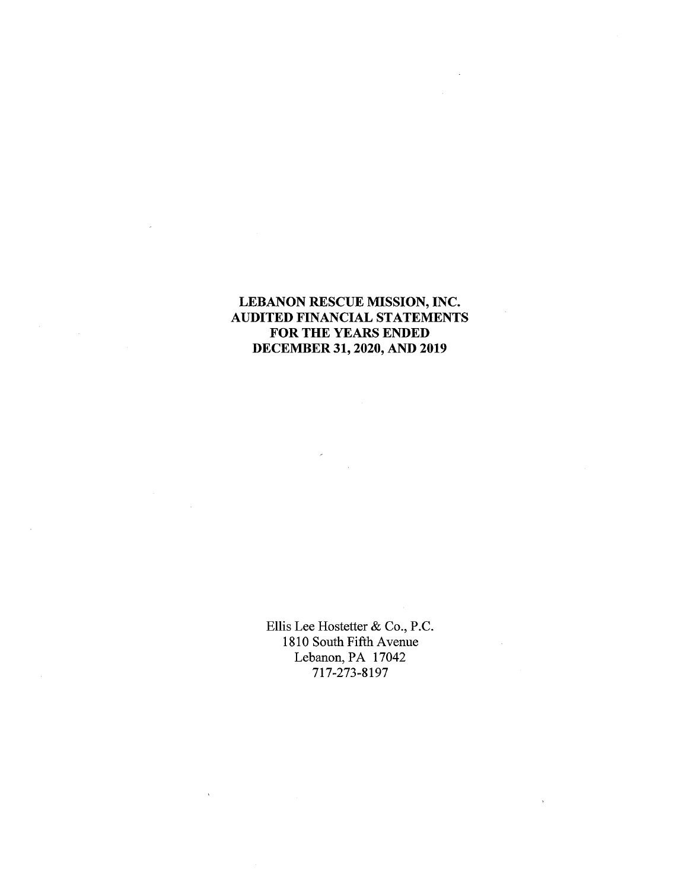# LEBANON RESCUE MISSION, INC.
# AUDITED FINANCIAL STATEMENTS
# FOR THE YEARS ENDED
# DECEMBER 31, 2020, AND 2019

Ellis Lee Hostetter & Co., P.C.
1810 South Fifth Avenue
Lebanon, PA 17042
717-273-8197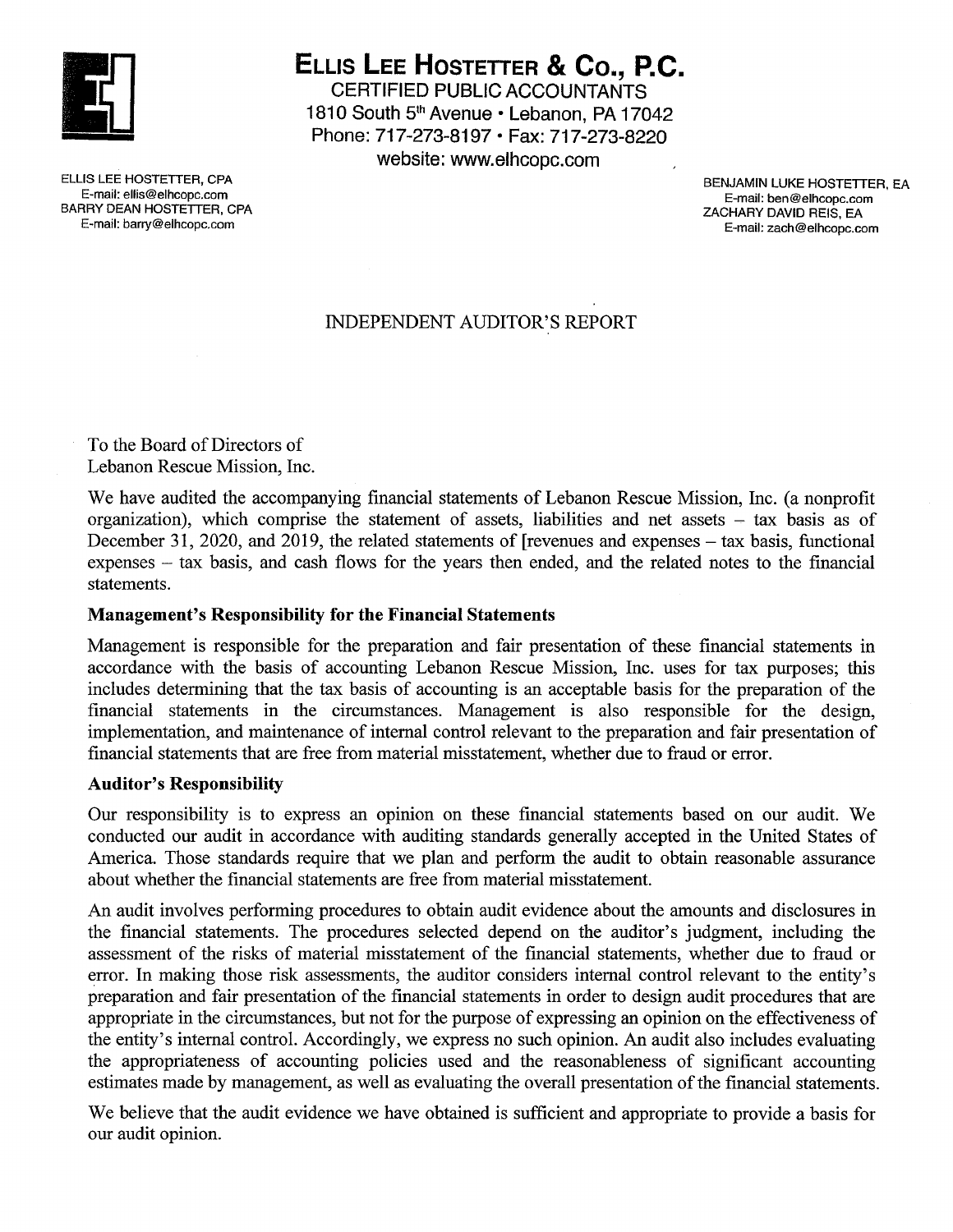# ELLIS LEE HOSTETTER & CO., P.C.

CERTIFIED PUBLIC ACCOUNTANTS
1810 South 5th Avenue • Lebanon, PA 17042
Phone: 717-273-8197 • Fax: 717-273-8220
website: www.elhcopc.com

ELLIS LEE HOSTETTER, CPA
E-mail: ellis@elhcopc.com
BARRY DEAN HOSTETTER, CPA
E-mail: barry@elhcopc.com

BENJAMIN LUKE HOSTETTER, EA
E-mail: ben@elhcopc.com
ZACHARY DAVID REIS, EA
E-mail: zach@elhcopc.com

## INDEPENDENT AUDITOR'S REPORT

To the Board of Directors of
Lebanon Rescue Mission, Inc.

We have audited the accompanying financial statements of Lebanon Rescue Mission, Inc. (a nonprofit organization), which comprise the statement of assets, liabilities and net assets – tax basis as of December 31, 2020, and 2019, the related statements of [revenues and expenses – tax basis, functional expenses – tax basis, and cash flows for the years then ended, and the related notes to the financial statements.

**Management's Responsibility for the Financial Statements**

Management is responsible for the preparation and fair presentation of these financial statements in accordance with the basis of accounting Lebanon Rescue Mission, Inc. uses for tax purposes; this includes determining that the tax basis of accounting is an acceptable basis for the preparation of the financial statements in the circumstances. Management is also responsible for the design, implementation, and maintenance of internal control relevant to the preparation and fair presentation of financial statements that are free from material misstatement, whether due to fraud or error.

**Auditor's Responsibility**

Our responsibility is to express an opinion on these financial statements based on our audit. We conducted our audit in accordance with auditing standards generally accepted in the United States of America. Those standards require that we plan and perform the audit to obtain reasonable assurance about whether the financial statements are free from material misstatement.

An audit involves performing procedures to obtain audit evidence about the amounts and disclosures in the financial statements. The procedures selected depend on the auditor's judgment, including the assessment of the risks of material misstatement of the financial statements, whether due to fraud or error. In making those risk assessments, the auditor considers internal control relevant to the entity's preparation and fair presentation of the financial statements in order to design audit procedures that are appropriate in the circumstances, but not for the purpose of expressing an opinion on the effectiveness of the entity's internal control. Accordingly, we express no such opinion. An audit also includes evaluating the appropriateness of accounting policies used and the reasonableness of significant accounting estimates made by management, as well as evaluating the overall presentation of the financial statements.

We believe that the audit evidence we have obtained is sufficient and appropriate to provide a basis for our audit opinion.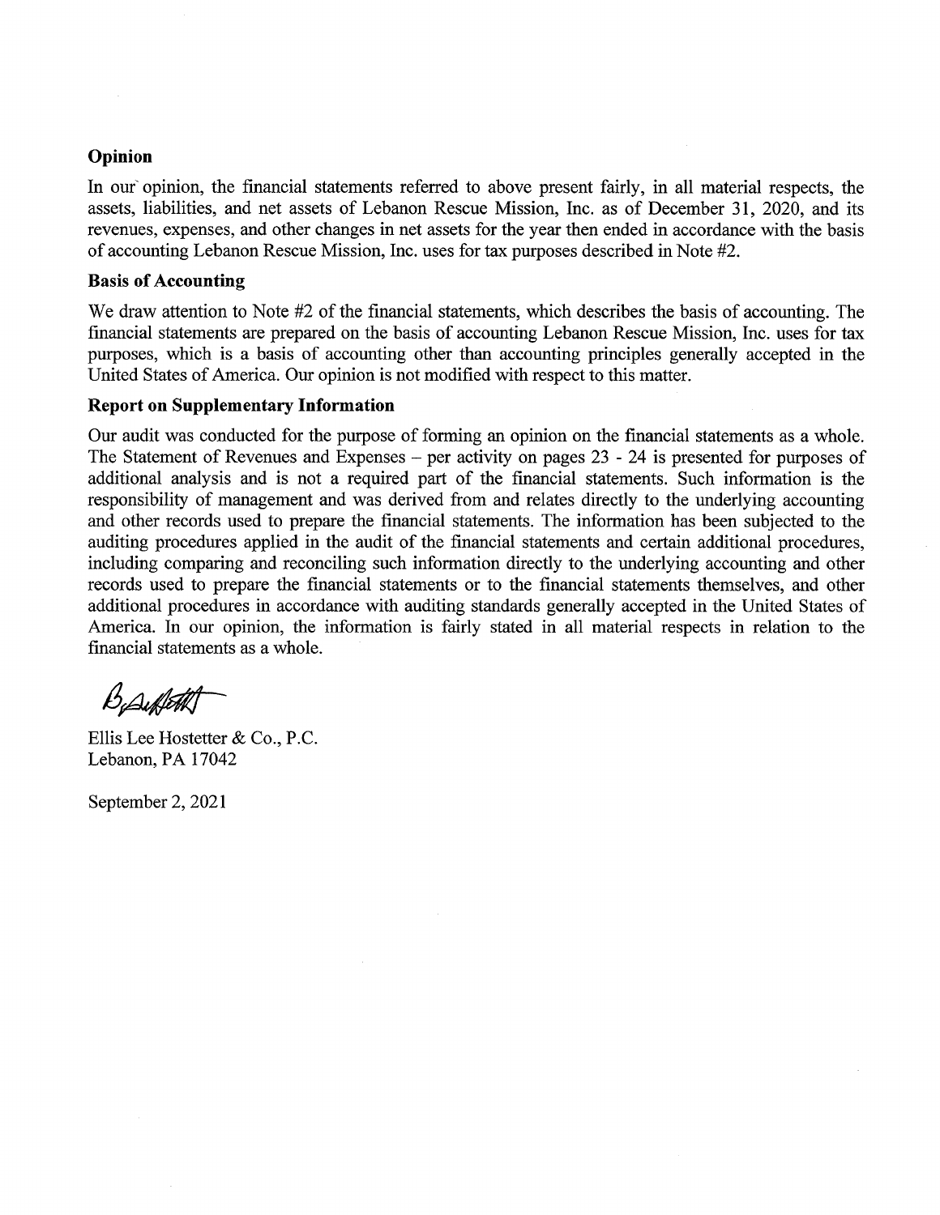**Opinion**

In our opinion, the financial statements referred to above present fairly, in all material respects, the assets, liabilities, and net assets of Lebanon Rescue Mission, Inc. as of December 31, 2020, and its revenues, expenses, and other changes in net assets for the year then ended in accordance with the basis of accounting Lebanon Rescue Mission, Inc. uses for tax purposes described in Note #2.

**Basis of Accounting**

We draw attention to Note #2 of the financial statements, which describes the basis of accounting. The financial statements are prepared on the basis of accounting Lebanon Rescue Mission, Inc. uses for tax purposes, which is a basis of accounting other than accounting principles generally accepted in the United States of America. Our opinion is not modified with respect to this matter.

**Report on Supplementary Information**

Our audit was conducted for the purpose of forming an opinion on the financial statements as a whole. The Statement of Revenues and Expenses – per activity on pages 23 - 24 is presented for purposes of additional analysis and is not a required part of the financial statements. Such information is the responsibility of management and was derived from and relates directly to the underlying accounting and other records used to prepare the financial statements. The information has been subjected to the auditing procedures applied in the audit of the financial statements and certain additional procedures, including comparing and reconciling such information directly to the underlying accounting and other records used to prepare the financial statements or to the financial statements themselves, and other additional procedures in accordance with auditing standards generally accepted in the United States of America. In our opinion, the information is fairly stated in all material respects in relation to the financial statements as a whole.

Ellis Lee Hostetter & Co., P.C.
Lebanon, PA 17042

September 2, 2021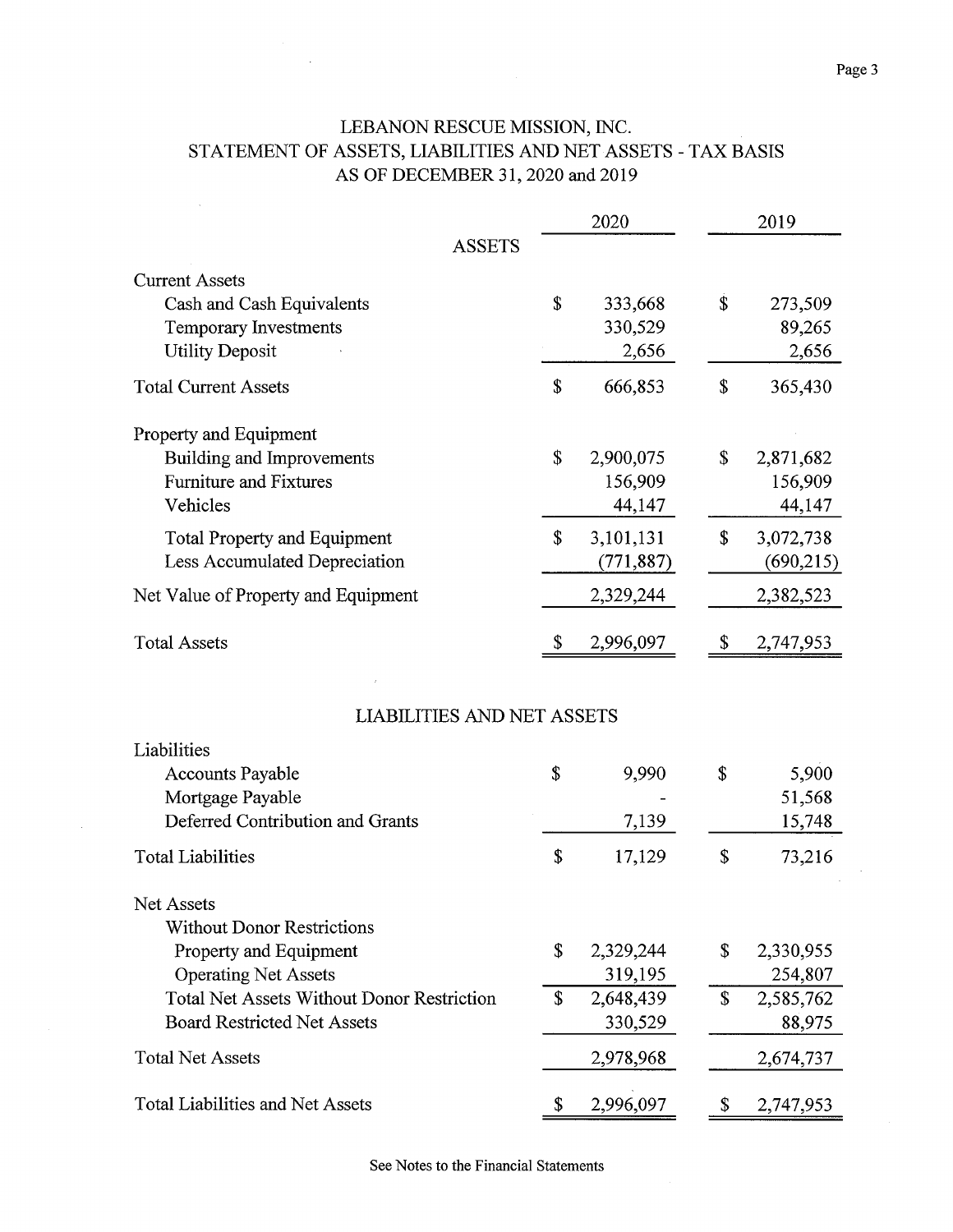# LEBANON RESCUE MISSION, INC.
## STATEMENT OF ASSETS, LIABILITIES AND NET ASSETS - TAX BASIS
### AS OF DECEMBER 31, 2020 and 2019

| | 2020 | 2019 |
|---|---|---|
| **ASSETS** | | |
| Current Assets | | |
| Cash and Cash Equivalents | $ 333,668 | $ 273,509 |
| Temporary Investments | 330,529 | 89,265 |
| Utility Deposit | 2,656 | 2,656 |
| Total Current Assets | $ 666,853 | $ 365,430 |
| Property and Equipment | | |
| Building and Improvements | $ 2,900,075 | $ 2,871,682 |
| Furniture and Fixtures | 156,909 | 156,909 |
| Vehicles | 44,147 | 44,147 |
| Total Property and Equipment | $ 3,101,131 | $ 3,072,738 |
| Less Accumulated Depreciation | (771,887) | (690,215) |
| Net Value of Property and Equipment | 2,329,244 | 2,382,523 |
| Total Assets | $ 2,996,097 | $ 2,747,953 |

| | 2020 | 2019 |
|---|---|---|
| **LIABILITIES AND NET ASSETS** | | |
| Liabilities | | |
| Accounts Payable | $ 9,990 | $ 5,900 |
| Mortgage Payable | - | 51,568 |
| Deferred Contribution and Grants | 7,139 | 15,748 |
| Total Liabilities | $ 17,129 | $ 73,216 |
| Net Assets | | |
| Without Donor Restrictions | | |
| Property and Equipment | $ 2,329,244 | $ 2,330,955 |
| Operating Net Assets | 319,195 | 254,807 |
| Total Net Assets Without Donor Restriction | $ 2,648,439 | $ 2,585,762 |
| Board Restricted Net Assets | 330,529 | 88,975 |
| Total Net Assets | 2,978,968 | 2,674,737 |
| Total Liabilities and Net Assets | $ 2,996,097 | $ 2,747,953 |

See Notes to the Financial Statements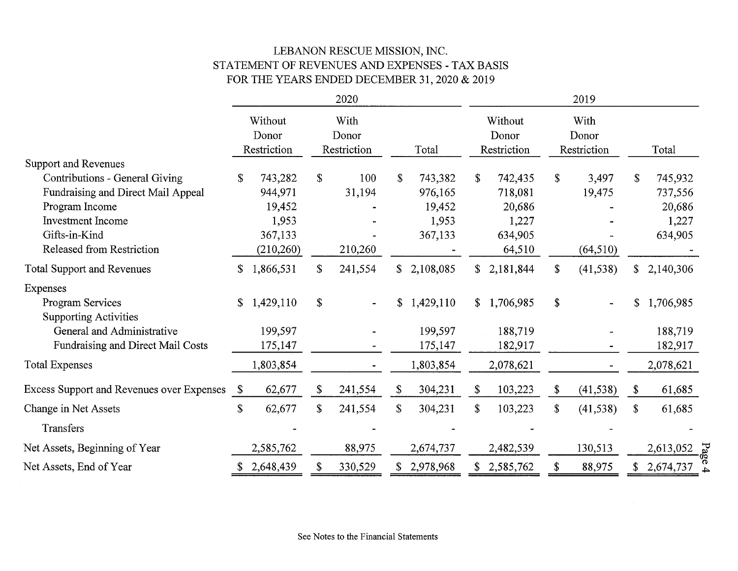# LEBANON RESCUE MISSION, INC.
## STATEMENT OF REVENUES AND EXPENSES - TAX BASIS
### FOR THE YEARS ENDED DECEMBER 31, 2020 & 2019

| | 2020 | | | 2019 | | |
|---|---|---|---|---|---|---|
| | Without Donor Restriction | With Donor Restriction | Total | Without Donor Restriction | With Donor Restriction | Total |
| **Support and Revenues** | | | | | | |
| Contributions - General Giving | $ 743,282 | $ 100 | $ 743,382 | $ 742,435 | $ 3,497 | $ 745,932 |
| Fundraising and Direct Mail Appeal | 944,971 | 31,194 | 976,165 | 718,081 | 19,475 | 737,556 |
| Program Income | 19,452 | - | 19,452 | 20,686 | - | 20,686 |
| Investment Income | 1,953 | - | 1,953 | 1,227 | - | 1,227 |
| Gifts-in-Kind | 367,133 | - | 367,133 | 634,905 | - | 634,905 |
| Released from Restriction | (210,260) | 210,260 | - | 64,510 | (64,510) | - |
| Total Support and Revenues | $ 1,866,531 | $ 241,554 | $ 2,108,085 | $ 2,181,844 | $ (41,538) | $ 2,140,306 |
| **Expenses** | | | | | | |
| Program Services | $ 1,429,110 | $ - | $ 1,429,110 | $ 1,706,985 | $ - | $ 1,706,985 |
| Supporting Activities | | | | | | |
| General and Administrative | 199,597 | - | 199,597 | 188,719 | - | 188,719 |
| Fundraising and Direct Mail Costs | 175,147 | - | 175,147 | 182,917 | - | 182,917 |
| Total Expenses | 1,803,854 | - | 1,803,854 | 2,078,621 | - | 2,078,621 |
| Excess Support and Revenues over Expenses | $ 62,677 | $ 241,554 | $ 304,231 | $ 103,223 | $ (41,538) | $ 61,685 |
| Change in Net Assets | $ 62,677 | $ 241,554 | $ 304,231 | $ 103,223 | $ (41,538) | $ 61,685 |
| Transfers | - | - | - | - | - | - |
| Net Assets, Beginning of Year | 2,585,762 | 88,975 | 2,674,737 | 2,482,539 | 130,513 | 2,613,052 |
| Net Assets, End of Year | $ 2,648,439 | $ 330,529 | $ 2,978,968 | $ 2,585,762 | $ 88,975 | $ 2,674,737 |

See Notes to the Financial Statements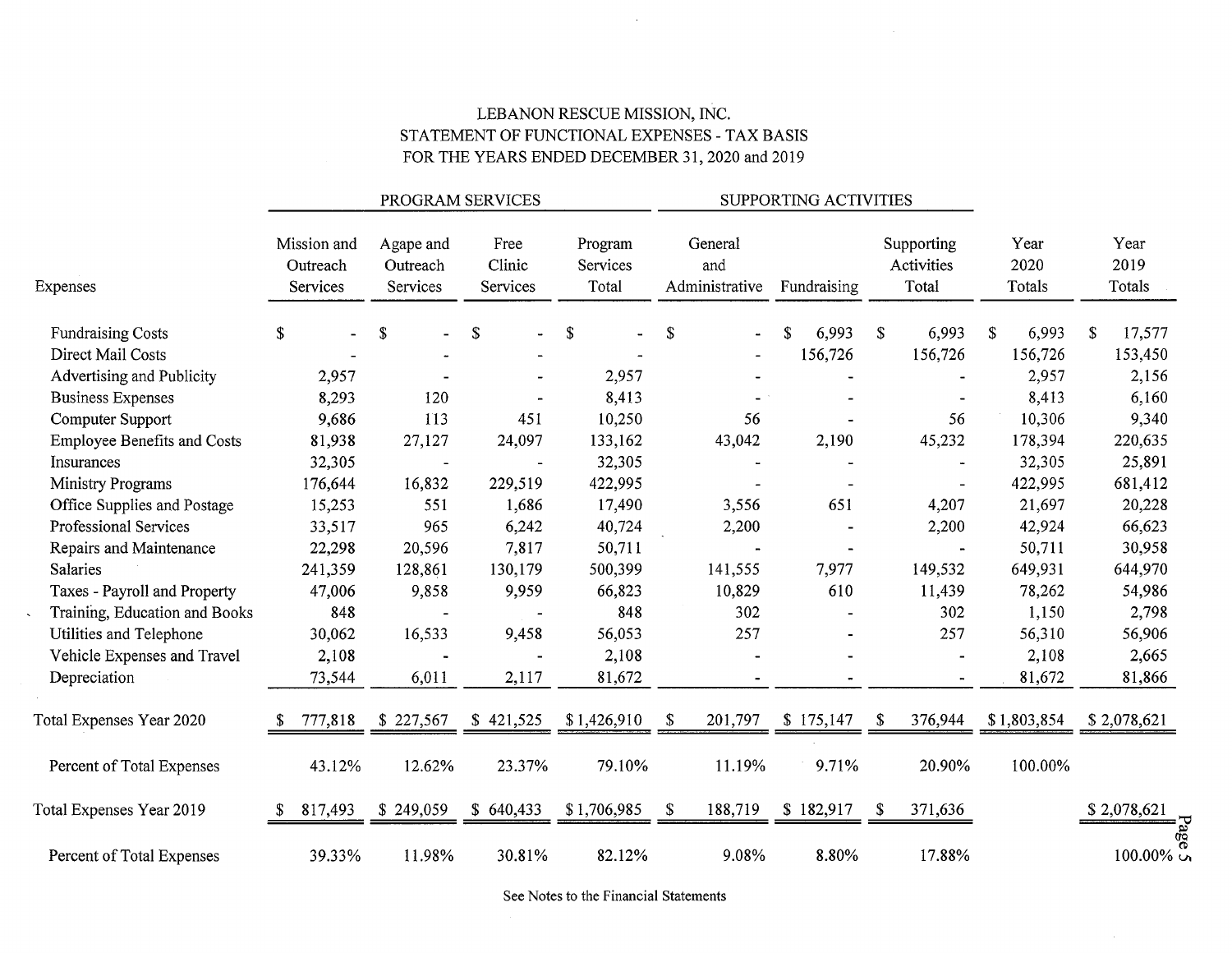# LEBANON RESCUE MISSION, INC.
## STATEMENT OF FUNCTIONAL EXPENSES - TAX BASIS
### FOR THE YEARS ENDED DECEMBER 31, 2020 and 2019

| | PROGRAM SERVICES | | | | SUPPORTING ACTIVITIES | | | | |
|---|---|---|---|---|---|---|---|---|---|
| Expenses | Mission and Outreach Services | Agape and Outreach Services | Free Clinic Services | Program Services Total | General and Administrative | Fundraising | Supporting Activities Total | Year 2020 Totals | Year 2019 Totals |
| Fundraising Costs | $ - | $ - | $ - | $ - | $ - | $ 6,993 | $ 6,993 | $ 6,993 | $ 17,577 |
| Direct Mail Costs | - | - | - | - | - | 156,726 | 156,726 | 156,726 | 153,450 |
| Advertising and Publicity | 2,957 | - | - | 2,957 | - | - | - | 2,957 | 2,156 |
| Business Expenses | 8,293 | 120 | - | 8,413 | - | - | - | 8,413 | 6,160 |
| Computer Support | 9,686 | 113 | 451 | 10,250 | 56 | - | 56 | 10,306 | 9,340 |
| Employee Benefits and Costs | 81,938 | 27,127 | 24,097 | 133,162 | 43,042 | 2,190 | 45,232 | 178,394 | 220,635 |
| Insurances | 32,305 | - | - | 32,305 | - | - | - | 32,305 | 25,891 |
| Ministry Programs | 176,644 | 16,832 | 229,519 | 422,995 | - | - | - | 422,995 | 681,412 |
| Office Supplies and Postage | 15,253 | 551 | 1,686 | 17,490 | 3,556 | 651 | 4,207 | 21,697 | 20,228 |
| Professional Services | 33,517 | 965 | 6,242 | 40,724 | 2,200 | - | 2,200 | 42,924 | 66,623 |
| Repairs and Maintenance | 22,298 | 20,596 | 7,817 | 50,711 | - | - | - | 50,711 | 30,958 |
| Salaries | 241,359 | 128,861 | 130,179 | 500,399 | 141,555 | 7,977 | 149,532 | 649,931 | 644,970 |
| Taxes - Payroll and Property | 47,006 | 9,858 | 9,959 | 66,823 | 10,829 | 610 | 11,439 | 78,262 | 54,986 |
| Training, Education and Books | 848 | - | - | 848 | 302 | - | 302 | 1,150 | 2,798 |
| Utilities and Telephone | 30,062 | 16,533 | 9,458 | 56,053 | 257 | - | 257 | 56,310 | 56,906 |
| Vehicle Expenses and Travel | 2,108 | - | - | 2,108 | - | - | - | 2,108 | 2,665 |
| Depreciation | 73,544 | 6,011 | 2,117 | 81,672 | - | - | - | 81,672 | 81,866 |
| Total Expenses Year 2020 | $ 777,818 | $ 227,567 | $ 421,525 | $ 1,426,910 | $ 201,797 | $ 175,147 | $ 376,944 | $ 1,803,854 | $ 2,078,621 |
| Percent of Total Expenses | 43.12% | 12.62% | 23.37% | 79.10% | 11.19% | 9.71% | 20.90% | 100.00% | |
| Total Expenses Year 2019 | $ 817,493 | $ 249,059 | $ 640,433 | $ 1,706,985 | $ 188,719 | $ 182,917 | $ 371,636 | | $ 2,078,621 |
| Percent of Total Expenses | 39.33% | 11.98% | 30.81% | 82.12% | 9.08% | 8.80% | 17.88% | | 100.00% |

See Notes to the Financial Statements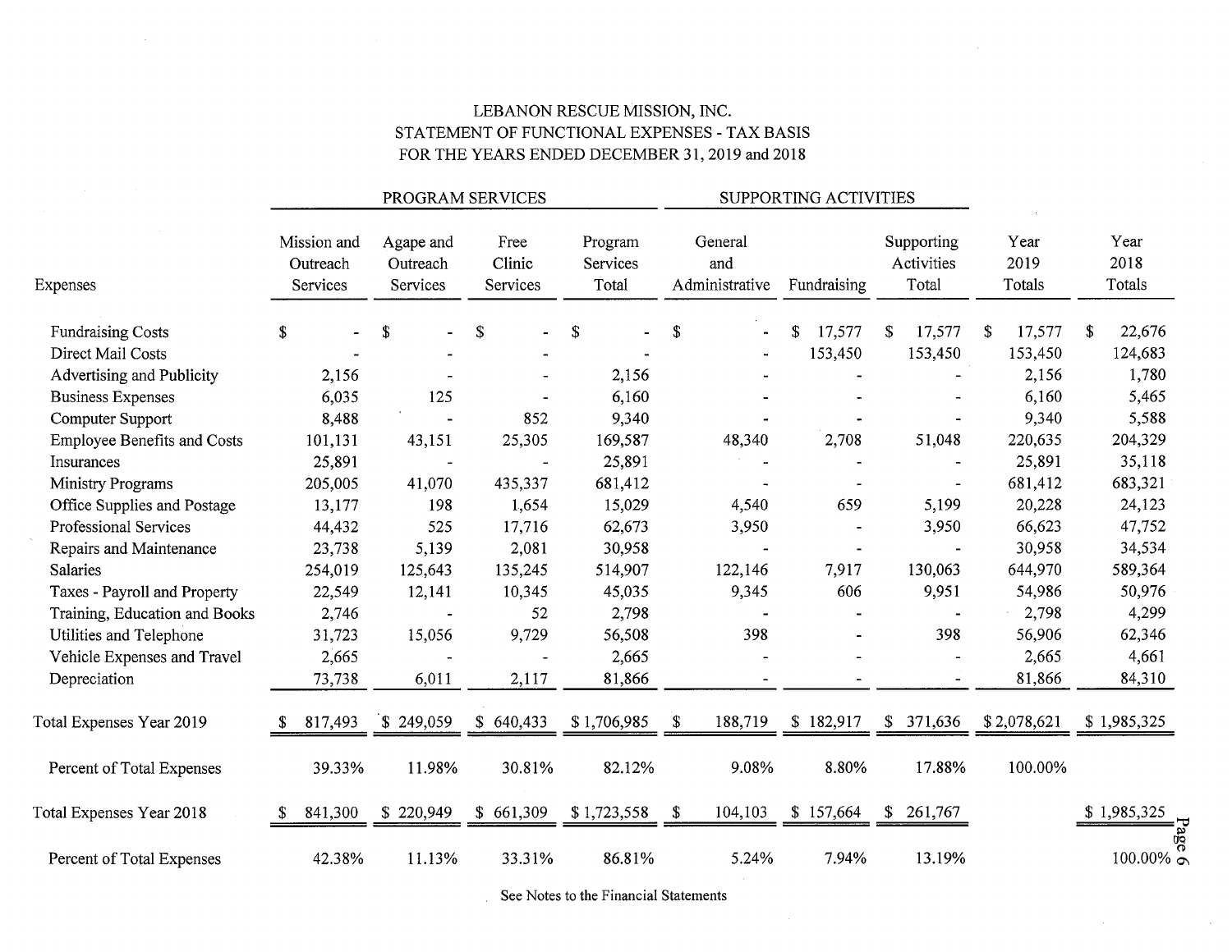LEBANON RESCUE MISSION, INC.
STATEMENT OF FUNCTIONAL EXPENSES - TAX BASIS
FOR THE YEARS ENDED DECEMBER 31, 2019 and 2018

| | PROGRAM SERVICES | | | | SUPPORTING ACTIVITIES | | | | |
|---|---|---|---|---|---|---|---|---|---|
| Expenses | Mission and Outreach Services | Agape and Outreach Services | Free Clinic Services | Program Services Total | General and Administrative | Fundraising | Supporting Activities Total | Year 2019 Totals | Year 2018 Totals |
| Fundraising Costs | $ - | $ - | $ - | $ - | $ - | $ 17,577 | $ 17,577 | $ 17,577 | $ 22,676 |
| Direct Mail Costs | - | - | - | - | - | 153,450 | 153,450 | 153,450 | 124,683 |
| Advertising and Publicity | 2,156 | - | - | 2,156 | - | - | - | 2,156 | 1,780 |
| Business Expenses | 6,035 | 125 | - | 6,160 | - | - | - | 6,160 | 5,465 |
| Computer Support | 8,488 | - | 852 | 9,340 | - | - | - | 9,340 | 5,588 |
| Employee Benefits and Costs | 101,131 | 43,151 | 25,305 | 169,587 | 48,340 | 2,708 | 51,048 | 220,635 | 204,329 |
| Insurances | 25,891 | - | - | 25,891 | - | - | - | 25,891 | 35,118 |
| Ministry Programs | 205,005 | 41,070 | 435,337 | 681,412 | - | - | - | 681,412 | 683,321 |
| Office Supplies and Postage | 13,177 | 198 | 1,654 | 15,029 | 4,540 | 659 | 5,199 | 20,228 | 24,123 |
| Professional Services | 44,432 | 525 | 17,716 | 62,673 | 3,950 | - | 3,950 | 66,623 | 47,752 |
| Repairs and Maintenance | 23,738 | 5,139 | 2,081 | 30,958 | - | - | - | 30,958 | 34,534 |
| Salaries | 254,019 | 125,643 | 135,245 | 514,907 | 122,146 | 7,917 | 130,063 | 644,970 | 589,364 |
| Taxes - Payroll and Property | 22,549 | 12,141 | 10,345 | 45,035 | 9,345 | 606 | 9,951 | 54,986 | 50,976 |
| Training, Education and Books | 2,746 | - | 52 | 2,798 | - | - | - | 2,798 | 4,299 |
| Utilities and Telephone | 31,723 | 15,056 | 9,729 | 56,508 | 398 | - | 398 | 56,906 | 62,346 |
| Vehicle Expenses and Travel | 2,665 | - | - | 2,665 | - | - | - | 2,665 | 4,661 |
| Depreciation | 73,738 | 6,011 | 2,117 | 81,866 | - | - | - | 81,866 | 84,310 |
| Total Expenses Year 2019 | $ 817,493 | $ 249,059 | $ 640,433 | $ 1,706,985 | $ 188,719 | $ 182,917 | $ 371,636 | $ 2,078,621 | $ 1,985,325 |
| Percent of Total Expenses | 39.33% | 11.98% | 30.81% | 82.12% | 9.08% | 8.80% | 17.88% | 100.00% | |
| Total Expenses Year 2018 | $ 841,300 | $ 220,949 | $ 661,309 | $ 1,723,558 | $ 104,103 | $ 157,664 | $ 261,767 | | $ 1,985,325 |
| Percent of Total Expenses | 42.38% | 11.13% | 33.31% | 86.81% | 5.24% | 7.94% | 13.19% | | 100.00% |

See Notes to the Financial Statements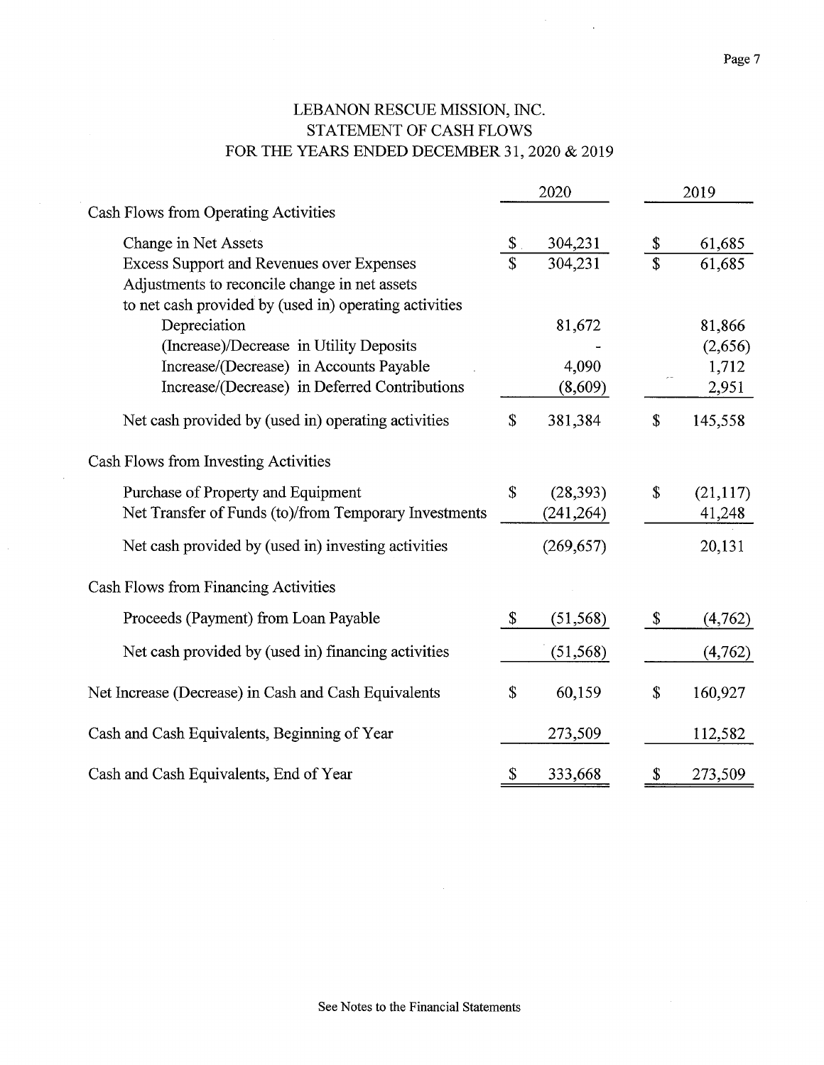# LEBANON RESCUE MISSION, INC.
## STATEMENT OF CASH FLOWS
### FOR THE YEARS ENDED DECEMBER 31, 2020 & 2019

| | 2020 | 2019 |
|---|---|---|
| **Cash Flows from Operating Activities** | | |
| Change in Net Assets | $ 304,231 | $ 61,685 |
| Excess Support and Revenues over Expenses | $ 304,231 | $ 61,685 |
| Adjustments to reconcile change in net assets to net cash provided by (used in) operating activities | | |
| Depreciation | 81,672 | 81,866 |
| (Increase)/Decrease in Utility Deposits | - | (2,656) |
| Increase/(Decrease) in Accounts Payable | 4,090 | 1,712 |
| Increase/(Decrease) in Deferred Contributions | (8,609) | 2,951 |
| Net cash provided by (used in) operating activities | $ 381,384 | $ 145,558 |
| **Cash Flows from Investing Activities** | | |
| Purchase of Property and Equipment | $ (28,393) | $ (21,117) |
| Net Transfer of Funds (to)/from Temporary Investments | (241,264) | 41,248 |
| Net cash provided by (used in) investing activities | (269,657) | 20,131 |
| **Cash Flows from Financing Activities** | | |
| Proceeds (Payment) from Loan Payable | $ (51,568) | $ (4,762) |
| Net cash provided by (used in) financing activities | (51,568) | (4,762) |
| Net Increase (Decrease) in Cash and Cash Equivalents | $ 60,159 | $ 160,927 |
| Cash and Cash Equivalents, Beginning of Year | 273,509 | 112,582 |
| Cash and Cash Equivalents, End of Year | $ 333,668 | $ 273,509 |

See Notes to the Financial Statements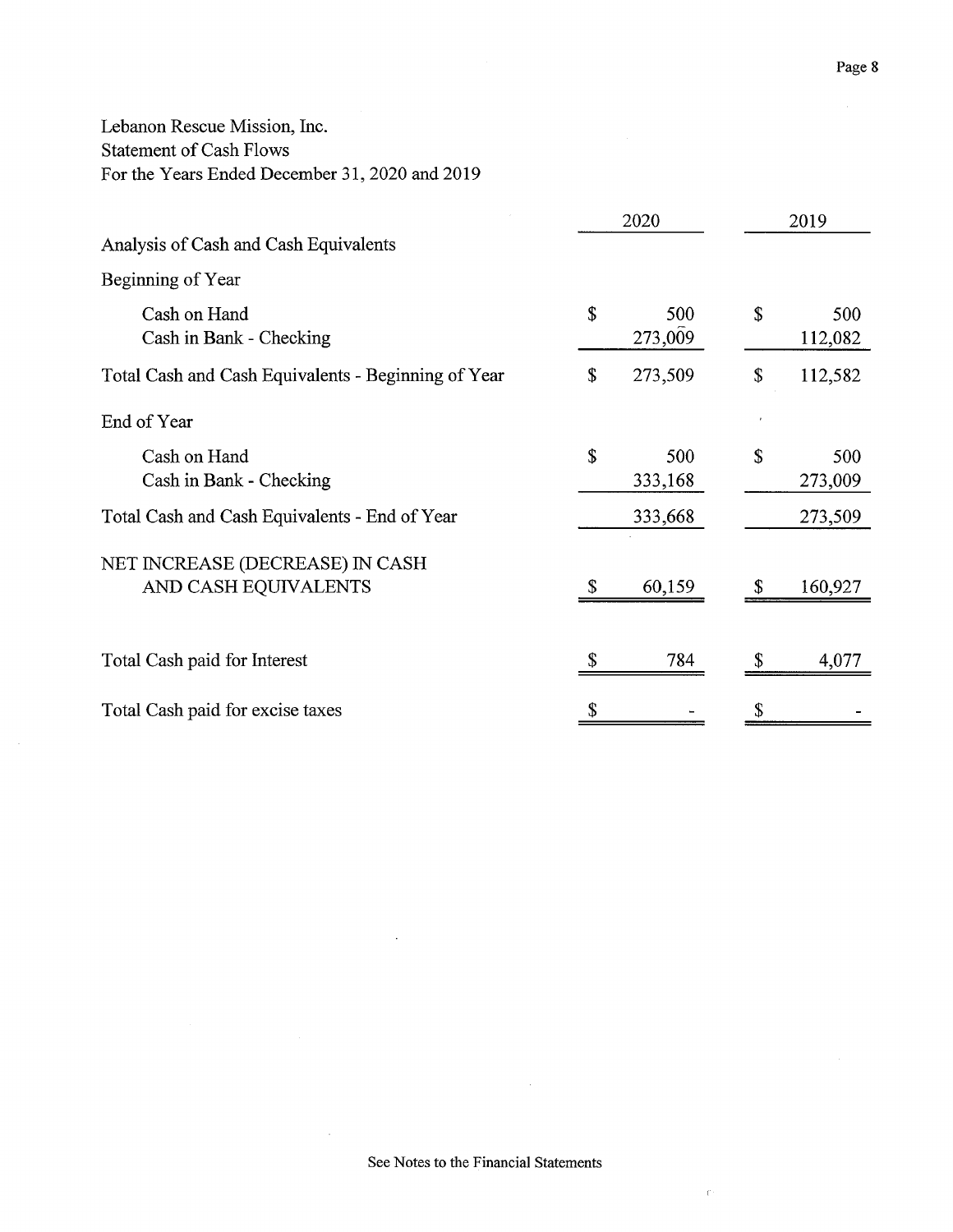Lebanon Rescue Mission, Inc.
Statement of Cash Flows
For the Years Ended December 31, 2020 and 2019

| | 2020 | 2019 |
|---|---|---|
| **Analysis of Cash and Cash Equivalents** | | |
| **Beginning of Year** | | |
| Cash on Hand | $ 500 | $ 500 |
| Cash in Bank - Checking | 273,009 | 112,082 |
| Total Cash and Cash Equivalents - Beginning of Year | $ 273,509 | $ 112,582 |
| **End of Year** | | |
| Cash on Hand | $ 500 | $ 500 |
| Cash in Bank - Checking | 333,168 | 273,009 |
| Total Cash and Cash Equivalents - End of Year | 333,668 | 273,509 |
| NET INCREASE (DECREASE) IN CASH AND CASH EQUIVALENTS | $ 60,159 | $ 160,927 |
| Total Cash paid for Interest | $ 784 | $ 4,077 |
| Total Cash paid for excise taxes | $ - | $ - |

See Notes to the Financial Statements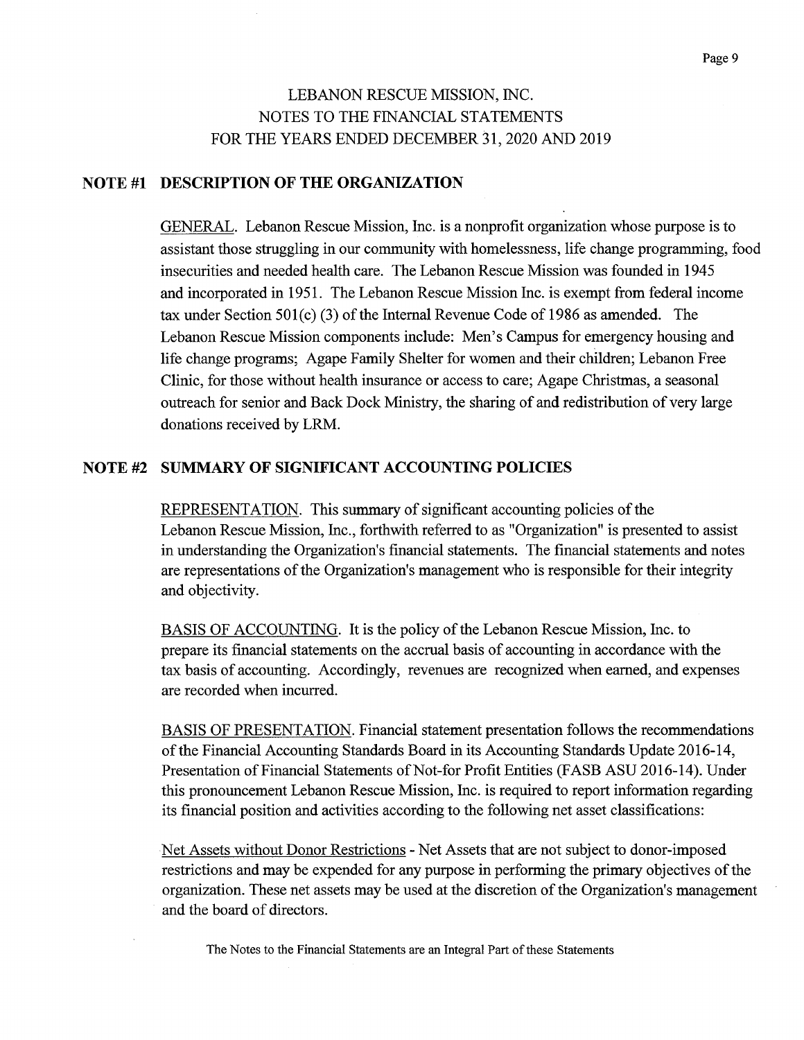# LEBANON RESCUE MISSION, INC.
## NOTES TO THE FINANCIAL STATEMENTS
## FOR THE YEARS ENDED DECEMBER 31, 2020 AND 2019

### NOTE #1 DESCRIPTION OF THE ORGANIZATION

GENERAL. Lebanon Rescue Mission, Inc. is a nonprofit organization whose purpose is to assistant those struggling in our community with homelessness, life change programming, food insecurities and needed health care. The Lebanon Rescue Mission was founded in 1945 and incorporated in 1951. The Lebanon Rescue Mission Inc. is exempt from federal income tax under Section 501(c) (3) of the Internal Revenue Code of 1986 as amended. The Lebanon Rescue Mission components include: Men's Campus for emergency housing and life change programs; Agape Family Shelter for women and their children; Lebanon Free Clinic, for those without health insurance or access to care; Agape Christmas, a seasonal outreach for senior and Back Dock Ministry, the sharing of and redistribution of very large donations received by LRM.

### NOTE #2 SUMMARY OF SIGNIFICANT ACCOUNTING POLICIES

REPRESENTATION. This summary of significant accounting policies of the Lebanon Rescue Mission, Inc., forthwith referred to as "Organization" is presented to assist in understanding the Organization's financial statements. The financial statements and notes are representations of the Organization's management who is responsible for their integrity and objectivity.

BASIS OF ACCOUNTING. It is the policy of the Lebanon Rescue Mission, Inc. to prepare its financial statements on the accrual basis of accounting in accordance with the tax basis of accounting. Accordingly, revenues are recognized when earned, and expenses are recorded when incurred.

BASIS OF PRESENTATION. Financial statement presentation follows the recommendations of the Financial Accounting Standards Board in its Accounting Standards Update 2016-14, Presentation of Financial Statements of Not-for Profit Entities (FASB ASU 2016-14). Under this pronouncement Lebanon Rescue Mission, Inc. is required to report information regarding its financial position and activities according to the following net asset classifications:

Net Assets without Donor Restrictions - Net Assets that are not subject to donor-imposed restrictions and may be expended for any purpose in performing the primary objectives of the organization. These net assets may be used at the discretion of the Organization's management and the board of directors.

The Notes to the Financial Statements are an Integral Part of these Statements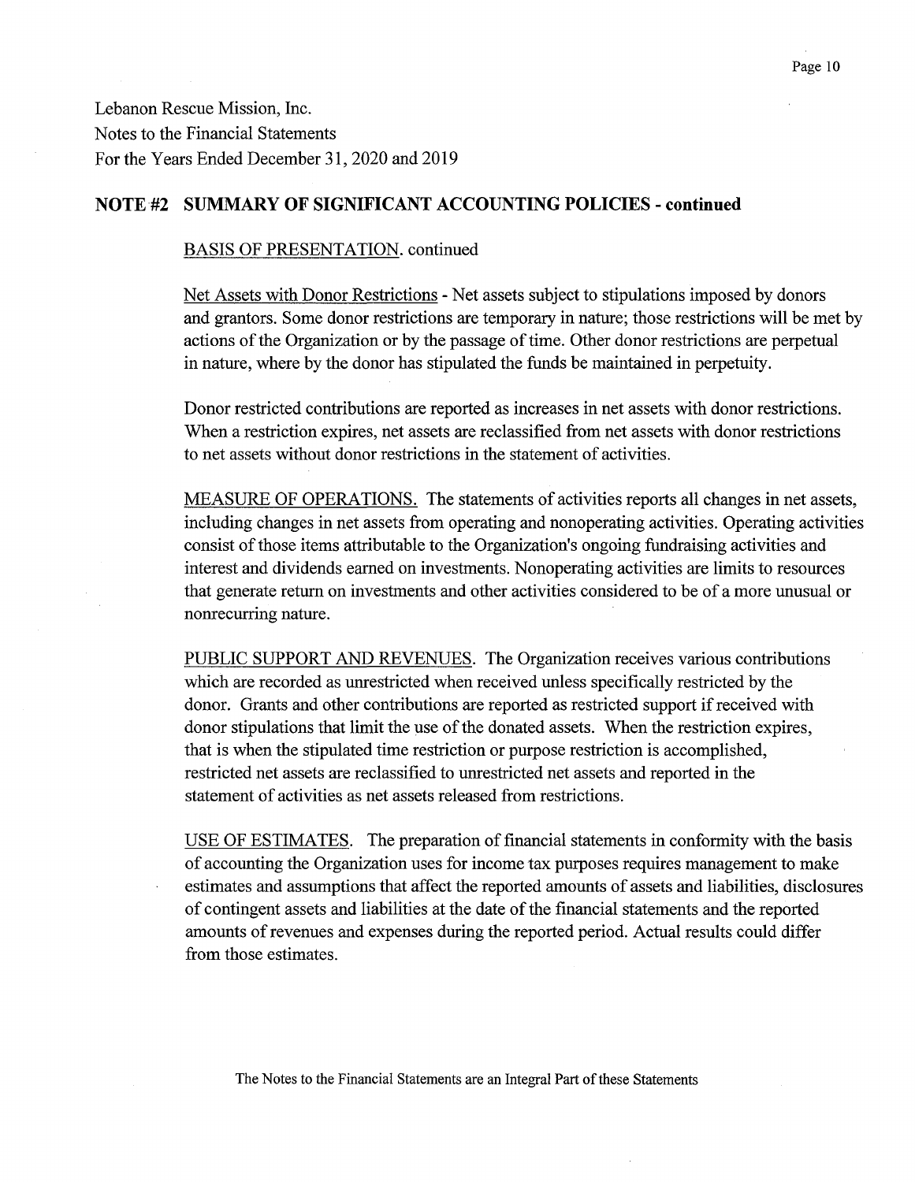Lebanon Rescue Mission, Inc.
Notes to the Financial Statements
For the Years Ended December 31, 2020 and 2019

## NOTE #2 SUMMARY OF SIGNIFICANT ACCOUNTING POLICIES - continued

BASIS OF PRESENTATION. continued

Net Assets with Donor Restrictions - Net assets subject to stipulations imposed by donors and grantors. Some donor restrictions are temporary in nature; those restrictions will be met by actions of the Organization or by the passage of time. Other donor restrictions are perpetual in nature, where by the donor has stipulated the funds be maintained in perpetuity.

Donor restricted contributions are reported as increases in net assets with donor restrictions. When a restriction expires, net assets are reclassified from net assets with donor restrictions to net assets without donor restrictions in the statement of activities.

MEASURE OF OPERATIONS. The statements of activities reports all changes in net assets, including changes in net assets from operating and nonoperating activities. Operating activities consist of those items attributable to the Organization's ongoing fundraising activities and interest and dividends earned on investments. Nonoperating activities are limits to resources that generate return on investments and other activities considered to be of a more unusual or nonrecurring nature.

PUBLIC SUPPORT AND REVENUES. The Organization receives various contributions which are recorded as unrestricted when received unless specifically restricted by the donor. Grants and other contributions are reported as restricted support if received with donor stipulations that limit the use of the donated assets. When the restriction expires, that is when the stipulated time restriction or purpose restriction is accomplished, restricted net assets are reclassified to unrestricted net assets and reported in the statement of activities as net assets released from restrictions.

USE OF ESTIMATES. The preparation of financial statements in conformity with the basis of accounting the Organization uses for income tax purposes requires management to make estimates and assumptions that affect the reported amounts of assets and liabilities, disclosures of contingent assets and liabilities at the date of the financial statements and the reported amounts of revenues and expenses during the reported period. Actual results could differ from those estimates.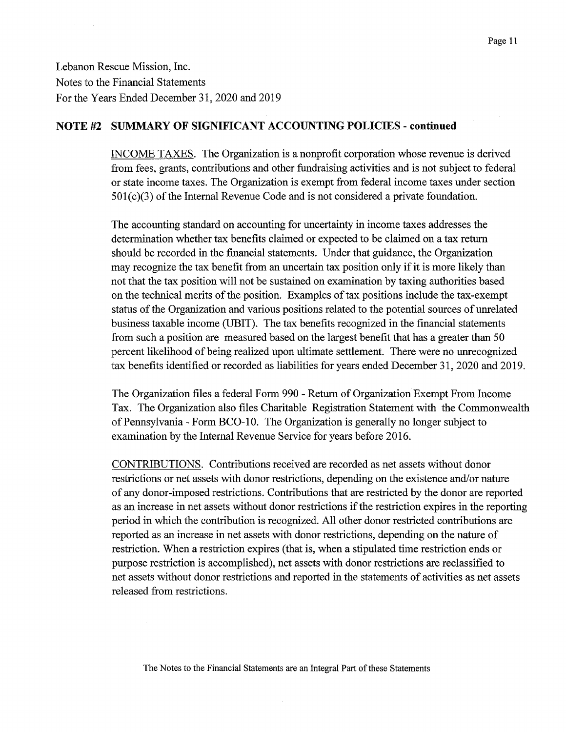Lebanon Rescue Mission, Inc.
Notes to the Financial Statements
For the Years Ended December 31, 2020 and 2019

## NOTE #2 SUMMARY OF SIGNIFICANT ACCOUNTING POLICIES - continued

INCOME TAXES. The Organization is a nonprofit corporation whose revenue is derived from fees, grants, contributions and other fundraising activities and is not subject to federal or state income taxes. The Organization is exempt from federal income taxes under section 501(c)(3) of the Internal Revenue Code and is not considered a private foundation.

The accounting standard on accounting for uncertainty in income taxes addresses the determination whether tax benefits claimed or expected to be claimed on a tax return should be recorded in the financial statements. Under that guidance, the Organization may recognize the tax benefit from an uncertain tax position only if it is more likely than not that the tax position will not be sustained on examination by taxing authorities based on the technical merits of the position. Examples of tax positions include the tax-exempt status of the Organization and various positions related to the potential sources of unrelated business taxable income (UBIT). The tax benefits recognized in the financial statements from such a position are measured based on the largest benefit that has a greater than 50 percent likelihood of being realized upon ultimate settlement. There were no unrecognized tax benefits identified or recorded as liabilities for years ended December 31, 2020 and 2019.

The Organization files a federal Form 990 - Return of Organization Exempt From Income Tax. The Organization also files Charitable Registration Statement with the Commonwealth of Pennsylvania - Form BCO-10. The Organization is generally no longer subject to examination by the Internal Revenue Service for years before 2016.

CONTRIBUTIONS. Contributions received are recorded as net assets without donor restrictions or net assets with donor restrictions, depending on the existence and/or nature of any donor-imposed restrictions. Contributions that are restricted by the donor are reported as an increase in net assets without donor restrictions if the restriction expires in the reporting period in which the contribution is recognized. All other donor restricted contributions are reported as an increase in net assets with donor restrictions, depending on the nature of restriction. When a restriction expires (that is, when a stipulated time restriction ends or purpose restriction is accomplished), net assets with donor restrictions are reclassified to net assets without donor restrictions and reported in the statements of activities as net assets released from restrictions.

The Notes to the Financial Statements are an Integral Part of these Statements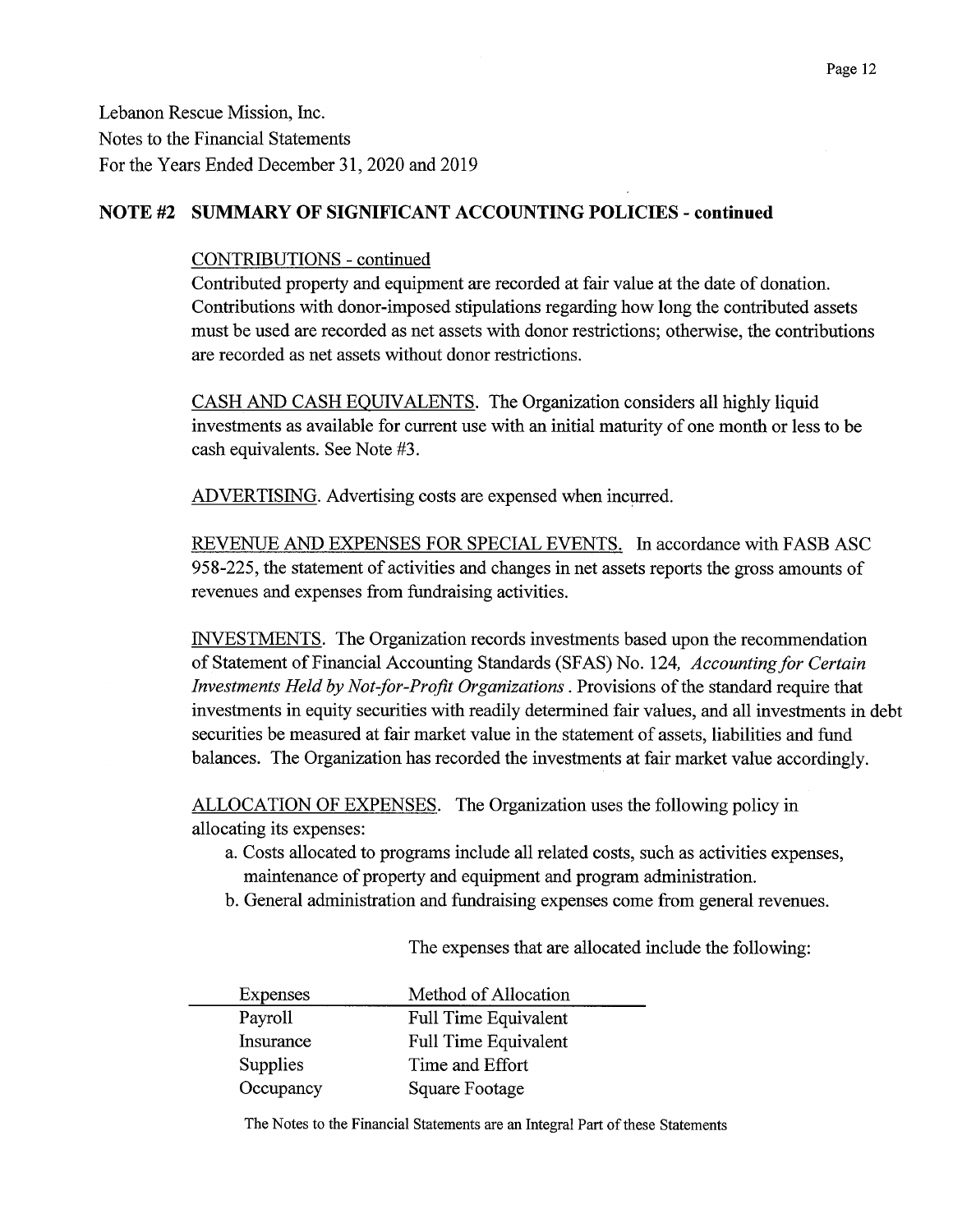Lebanon Rescue Mission, Inc.
Notes to the Financial Statements
For the Years Ended December 31, 2020 and 2019

## NOTE #2 SUMMARY OF SIGNIFICANT ACCOUNTING POLICIES - continued

CONTRIBUTIONS - continued
Contributed property and equipment are recorded at fair value at the date of donation. Contributions with donor-imposed stipulations regarding how long the contributed assets must be used are recorded as net assets with donor restrictions; otherwise, the contributions are recorded as net assets without donor restrictions.

CASH AND CASH EQUIVALENTS. The Organization considers all highly liquid investments as available for current use with an initial maturity of one month or less to be cash equivalents. See Note #3.

ADVERTISING. Advertising costs are expensed when incurred.

REVENUE AND EXPENSES FOR SPECIAL EVENTS. In accordance with FASB ASC 958-225, the statement of activities and changes in net assets reports the gross amounts of revenues and expenses from fundraising activities.

INVESTMENTS. The Organization records investments based upon the recommendation of Statement of Financial Accounting Standards (SFAS) No. 124, *Accounting for Certain Investments Held by Not-for-Profit Organizations*. Provisions of the standard require that investments in equity securities with readily determined fair values, and all investments in debt securities be measured at fair market value in the statement of assets, liabilities and fund balances. The Organization has recorded the investments at fair market value accordingly.

ALLOCATION OF EXPENSES. The Organization uses the following policy in allocating its expenses:

a. Costs allocated to programs include all related costs, such as activities expenses, maintenance of property and equipment and program administration.
b. General administration and fundraising expenses come from general revenues.

The expenses that are allocated include the following:

| Expenses | Method of Allocation |
|---|---|
| Payroll | Full Time Equivalent |
| Insurance | Full Time Equivalent |
| Supplies | Time and Effort |
| Occupancy | Square Footage |

The Notes to the Financial Statements are an Integral Part of these Statements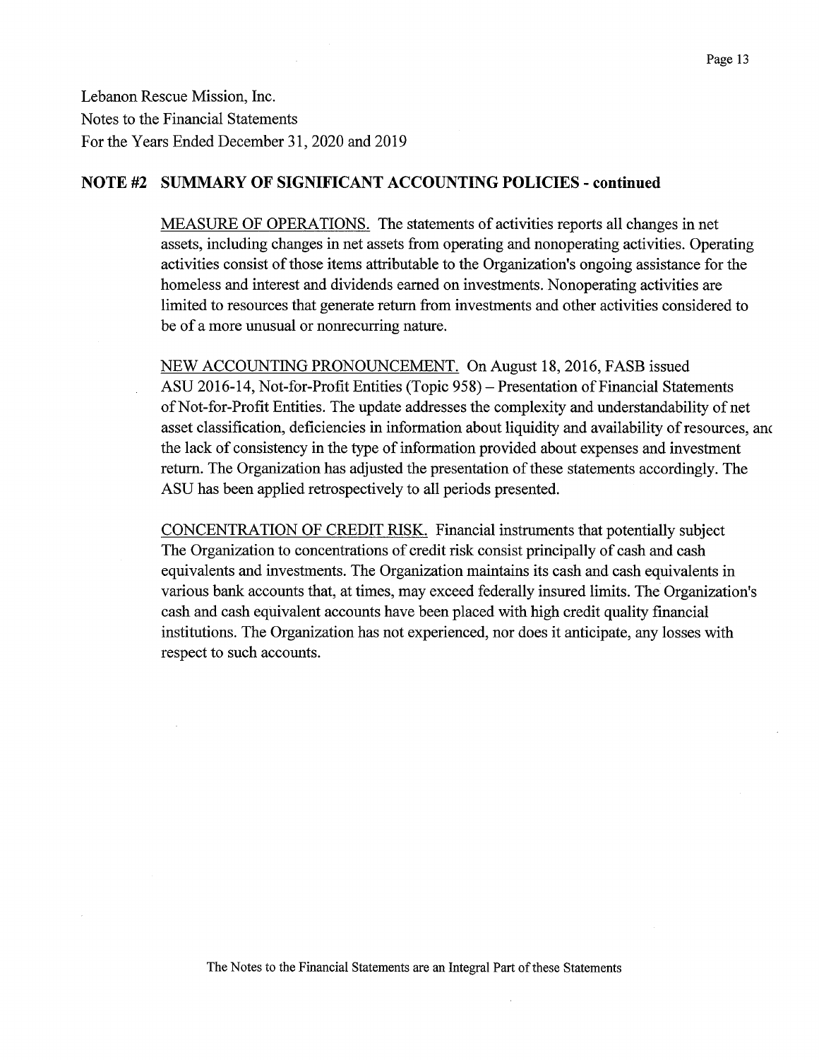Lebanon Rescue Mission, Inc.
Notes to the Financial Statements
For the Years Ended December 31, 2020 and 2019

## NOTE #2 SUMMARY OF SIGNIFICANT ACCOUNTING POLICIES - continued

MEASURE OF OPERATIONS. The statements of activities reports all changes in net assets, including changes in net assets from operating and nonoperating activities. Operating activities consist of those items attributable to the Organization's ongoing assistance for the homeless and interest and dividends earned on investments. Nonoperating activities are limited to resources that generate return from investments and other activities considered to be of a more unusual or nonrecurring nature.

NEW ACCOUNTING PRONOUNCEMENT. On August 18, 2016, FASB issued ASU 2016-14, Not-for-Profit Entities (Topic 958) – Presentation of Financial Statements of Not-for-Profit Entities. The update addresses the complexity and understandability of net asset classification, deficiencies in information about liquidity and availability of resources, and the lack of consistency in the type of information provided about expenses and investment return. The Organization has adjusted the presentation of these statements accordingly. The ASU has been applied retrospectively to all periods presented.

CONCENTRATION OF CREDIT RISK. Financial instruments that potentially subject The Organization to concentrations of credit risk consist principally of cash and cash equivalents and investments. The Organization maintains its cash and cash equivalents in various bank accounts that, at times, may exceed federally insured limits. The Organization's cash and cash equivalent accounts have been placed with high credit quality financial institutions. The Organization has not experienced, nor does it anticipate, any losses with respect to such accounts.

The Notes to the Financial Statements are an Integral Part of these Statements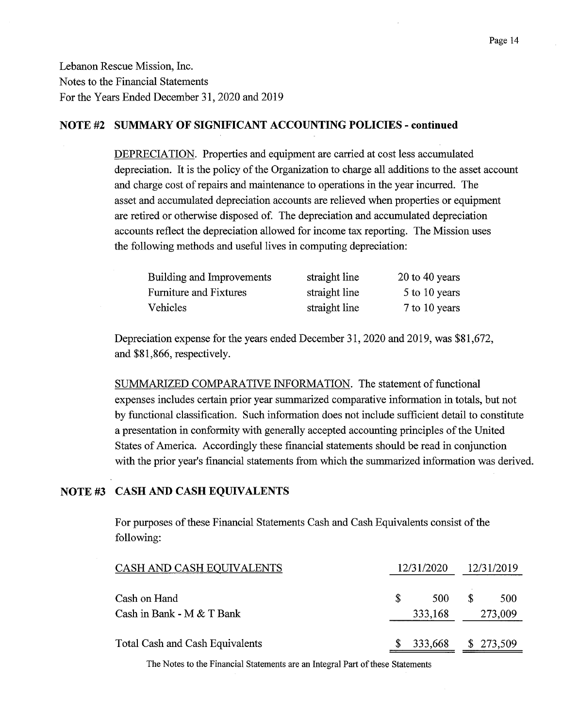Lebanon Rescue Mission, Inc.
Notes to the Financial Statements
For the Years Ended December 31, 2020 and 2019

## NOTE #2 SUMMARY OF SIGNIFICANT ACCOUNTING POLICIES - continued

DEPRECIATION. Properties and equipment are carried at cost less accumulated depreciation. It is the policy of the Organization to charge all additions to the asset account and charge cost of repairs and maintenance to operations in the year incurred. The asset and accumulated depreciation accounts are relieved when properties or equipment are retired or otherwise disposed of. The depreciation and accumulated depreciation accounts reflect the depreciation allowed for income tax reporting. The Mission uses the following methods and useful lives in computing depreciation:

| | | |
|---|---|---|
| Building and Improvements | straight line | 20 to 40 years |
| Furniture and Fixtures | straight line | 5 to 10 years |
| Vehicles | straight line | 7 to 10 years |

Depreciation expense for the years ended December 31, 2020 and 2019, was $81,672, and $81,866, respectively.

SUMMARIZED COMPARATIVE INFORMATION. The statement of functional expenses includes certain prior year summarized comparative information in totals, but not by functional classification. Such information does not include sufficient detail to constitute a presentation in conformity with generally accepted accounting principles of the United States of America. Accordingly these financial statements should be read in conjunction with the prior year's financial statements from which the summarized information was derived.

## NOTE #3 CASH AND CASH EQUIVALENTS

For purposes of these Financial Statements Cash and Cash Equivalents consist of the following:

| CASH AND CASH EQUIVALENTS | 12/31/2020 | 12/31/2019 |
|---|---|---|
| Cash on Hand | $ 500 | $ 500 |
| Cash in Bank - M & T Bank | 333,168 | 273,009 |
| Total Cash and Cash Equivalents | $ 333,668 | $ 273,509 |

The Notes to the Financial Statements are an Integral Part of these Statements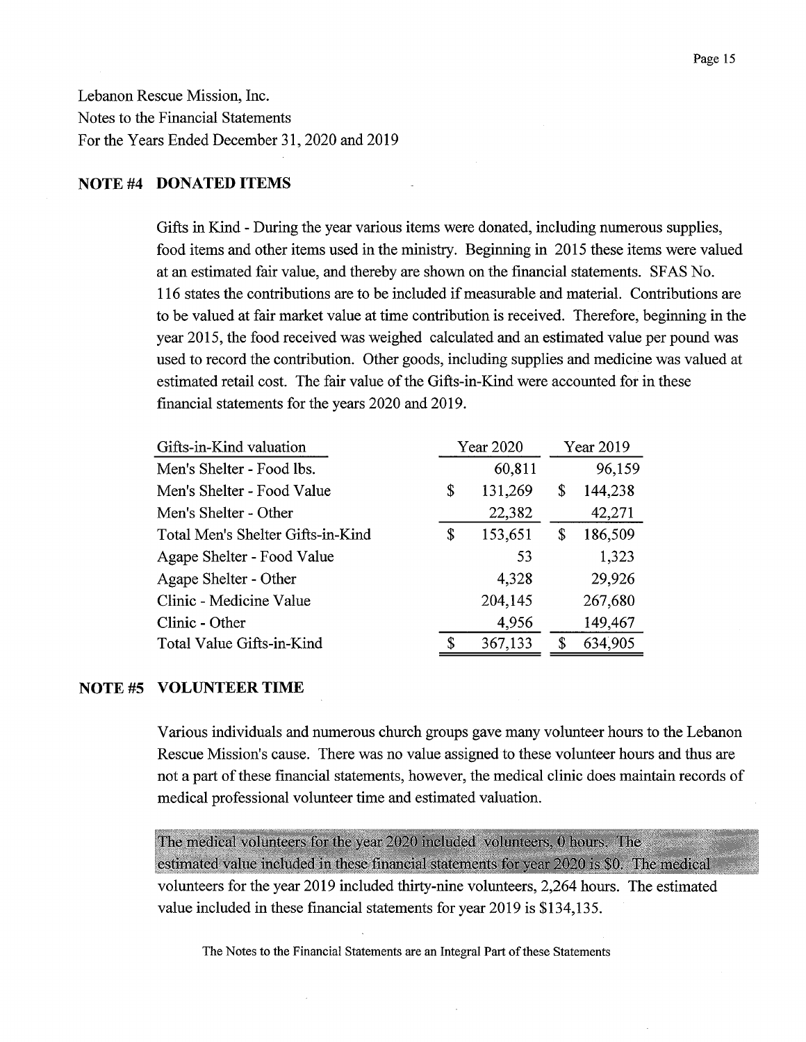Lebanon Rescue Mission, Inc.
Notes to the Financial Statements
For the Years Ended December 31, 2020 and 2019

**NOTE #4 DONATED ITEMS**

Gifts in Kind - During the year various items were donated, including numerous supplies, food items and other items used in the ministry. Beginning in 2015 these items were valued at an estimated fair value, and thereby are shown on the financial statements. SFAS No. 116 states the contributions are to be included if measurable and material. Contributions are to be valued at fair market value at time contribution is received. Therefore, beginning in the year 2015, the food received was weighed calculated and an estimated value per pound was used to record the contribution. Other goods, including supplies and medicine was valued at estimated retail cost. The fair value of the Gifts-in-Kind were accounted for in these financial statements for the years 2020 and 2019.

| Gifts-in-Kind valuation | Year 2020 | Year 2019 |
|---|---|---|
| Men's Shelter - Food lbs. | 60,811 | 96,159 |
| Men's Shelter - Food Value | $ 131,269 | $ 144,238 |
| Men's Shelter - Other | 22,382 | 42,271 |
| Total Men's Shelter Gifts-in-Kind | $ 153,651 | $ 186,509 |
| Agape Shelter - Food Value | 53 | 1,323 |
| Agape Shelter - Other | 4,328 | 29,926 |
| Clinic - Medicine Value | 204,145 | 267,680 |
| Clinic - Other | 4,956 | 149,467 |
| Total Value Gifts-in-Kind | $ 367,133 | $ 634,905 |

**NOTE #5 VOLUNTEER TIME**

Various individuals and numerous church groups gave many volunteer hours to the Lebanon Rescue Mission's cause. There was no value assigned to these volunteer hours and thus are not a part of these financial statements, however, the medical clinic does maintain records of medical professional volunteer time and estimated valuation.

The medical volunteers for the year 2020 included volunteers, 0 hours. The estimated value included in these financial statements for year 2020 is $0. The medical volunteers for the year 2019 included thirty-nine volunteers, 2,264 hours. The estimated value included in these financial statements for year 2019 is $134,135.

The Notes to the Financial Statements are an Integral Part of these Statements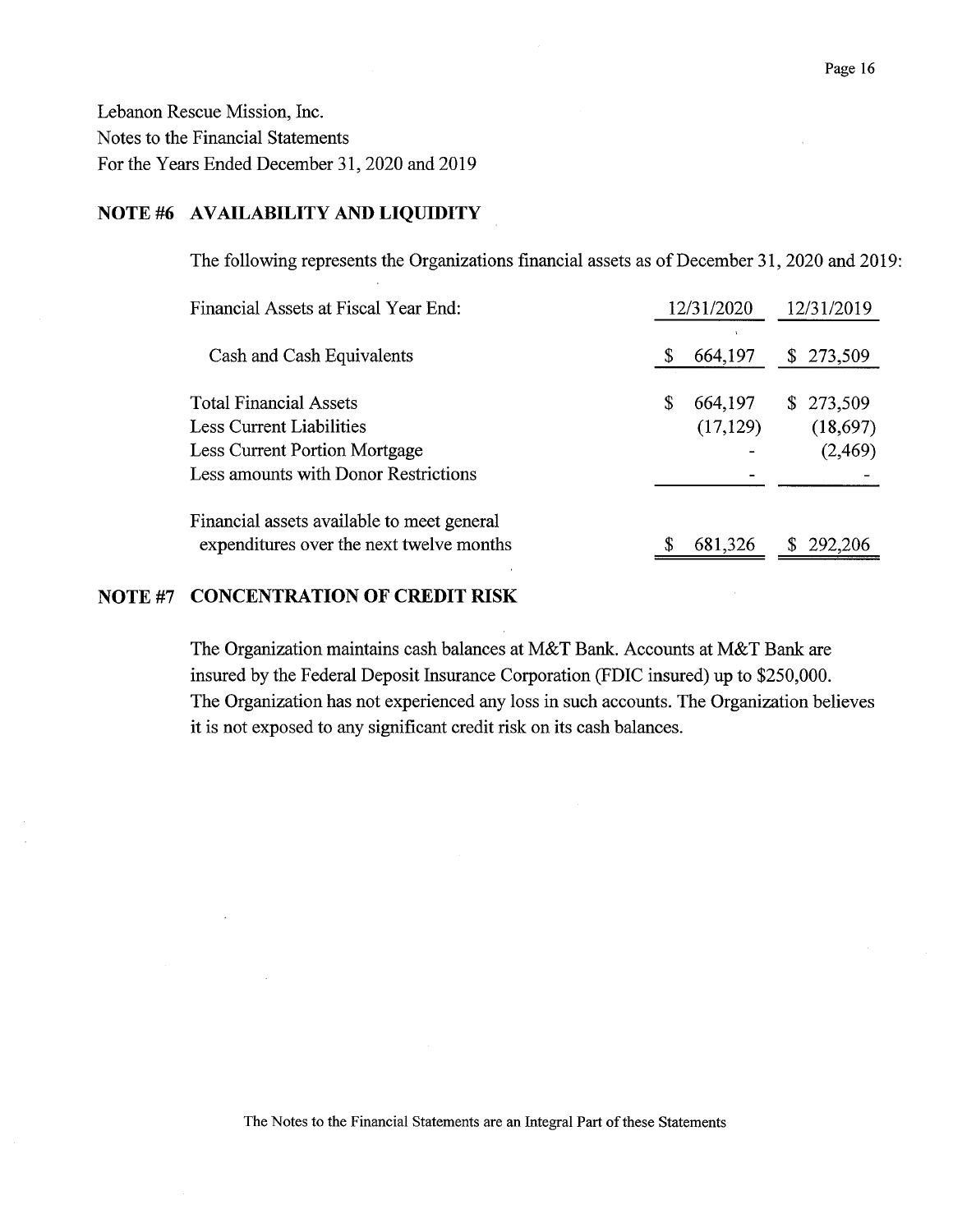Lebanon Rescue Mission, Inc.
Notes to the Financial Statements
For the Years Ended December 31, 2020 and 2019

## NOTE #6 AVAILABILITY AND LIQUIDITY

The following represents the Organizations financial assets as of December 31, 2020 and 2019:

| Financial Assets at Fiscal Year End: | 12/31/2020 | 12/31/2019 |
|---|---|---|
| Cash and Cash Equivalents | $ 664,197 | $ 273,509 |
| Total Financial Assets | $ 664,197 | $ 273,509 |
| Less Current Liabilities | (17,129) | (18,697) |
| Less Current Portion Mortgage | - | (2,469) |
| Less amounts with Donor Restrictions | - | - |
| Financial assets available to meet general expenditures over the next twelve months | $ 681,326 | $ 292,206 |

## NOTE #7 CONCENTRATION OF CREDIT RISK

The Organization maintains cash balances at M&T Bank. Accounts at M&T Bank are insured by the Federal Deposit Insurance Corporation (FDIC insured) up to $250,000. The Organization has not experienced any loss in such accounts. The Organization believes it is not exposed to any significant credit risk on its cash balances.

The Notes to the Financial Statements are an Integral Part of these Statements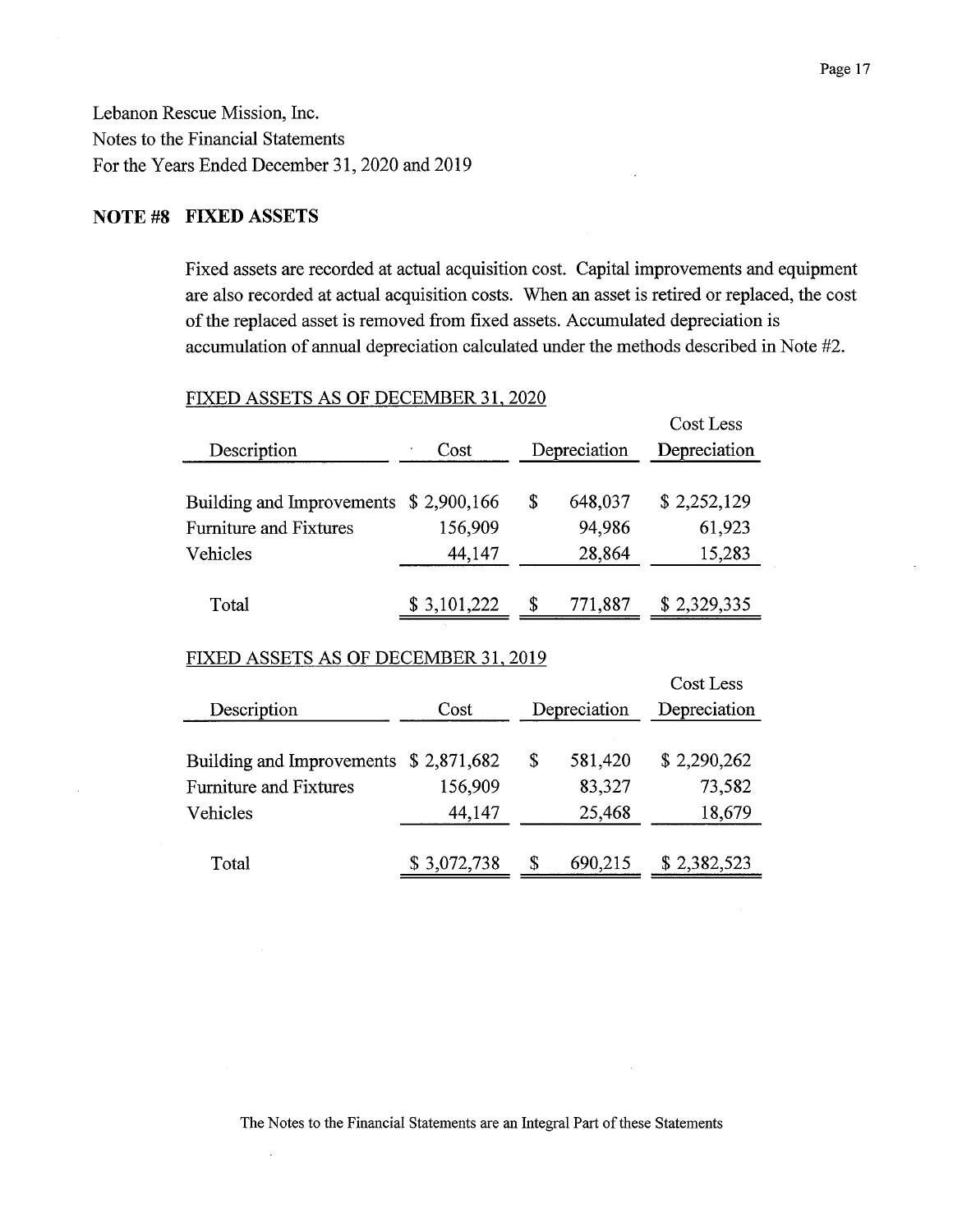Lebanon Rescue Mission, Inc.
Notes to the Financial Statements
For the Years Ended December 31, 2020 and 2019

## NOTE #8 FIXED ASSETS

Fixed assets are recorded at actual acquisition cost. Capital improvements and equipment are also recorded at actual acquisition costs. When an asset is retired or replaced, the cost of the replaced asset is removed from fixed assets. Accumulated depreciation is accumulation of annual depreciation calculated under the methods described in Note #2.

FIXED ASSETS AS OF DECEMBER 31, 2020

| Description | Cost | Depreciation | Cost Less Depreciation |
|---|---|---|---|
| Building and Improvements | $ 2,900,166 | $ 648,037 | $ 2,252,129 |
| Furniture and Fixtures | 156,909 | 94,986 | 61,923 |
| Vehicles | 44,147 | 28,864 | 15,283 |
| Total | $ 3,101,222 | $ 771,887 | $ 2,329,335 |

FIXED ASSETS AS OF DECEMBER 31, 2019

| Description | Cost | Depreciation | Cost Less Depreciation |
|---|---|---|---|
| Building and Improvements | $ 2,871,682 | $ 581,420 | $ 2,290,262 |
| Furniture and Fixtures | 156,909 | 83,327 | 73,582 |
| Vehicles | 44,147 | 25,468 | 18,679 |
| Total | $ 3,072,738 | $ 690,215 | $ 2,382,523 |

The Notes to the Financial Statements are an Integral Part of these Statements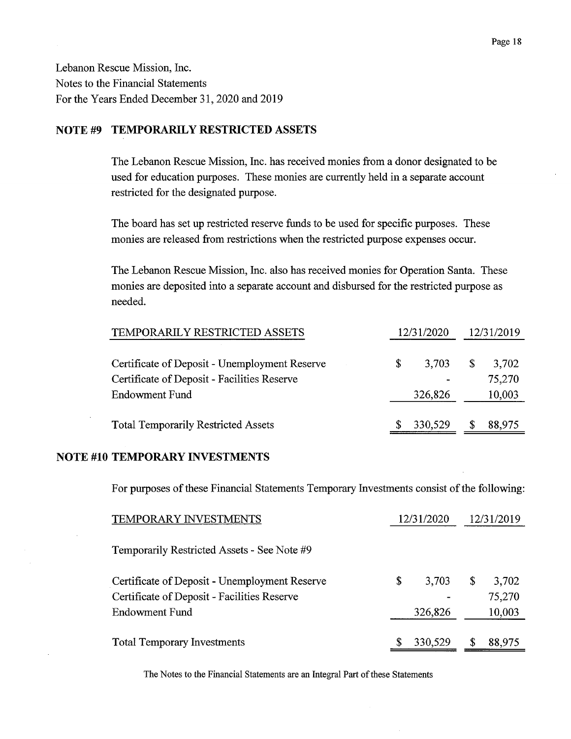Lebanon Rescue Mission, Inc.
Notes to the Financial Statements
For the Years Ended December 31, 2020 and 2019

## NOTE #9 TEMPORARILY RESTRICTED ASSETS

The Lebanon Rescue Mission, Inc. has received monies from a donor designated to be used for education purposes. These monies are currently held in a separate account restricted for the designated purpose.

The board has set up restricted reserve funds to be used for specific purposes. These monies are released from restrictions when the restricted purpose expenses occur.

The Lebanon Rescue Mission, Inc. also has received monies for Operation Santa. These monies are deposited into a separate account and disbursed for the restricted purpose as needed.

| TEMPORARILY RESTRICTED ASSETS | 12/31/2020 | 12/31/2019 |
|---|---|---|
| Certificate of Deposit - Unemployment Reserve | $ 3,703 | $ 3,702 |
| Certificate of Deposit - Facilities Reserve | - | 75,270 |
| Endowment Fund | 326,826 | 10,003 |
| Total Temporarily Restricted Assets | $ 330,529 | $ 88,975 |

## NOTE #10 TEMPORARY INVESTMENTS

For purposes of these Financial Statements Temporary Investments consist of the following:

| TEMPORARY INVESTMENTS | 12/31/2020 | 12/31/2019 |
|---|---|---|
| Temporarily Restricted Assets - See Note #9 | | |
| Certificate of Deposit - Unemployment Reserve | $ 3,703 | $ 3,702 |
| Certificate of Deposit - Facilities Reserve | - | 75,270 |
| Endowment Fund | 326,826 | 10,003 |
| Total Temporary Investments | $ 330,529 | $ 88,975 |

The Notes to the Financial Statements are an Integral Part of these Statements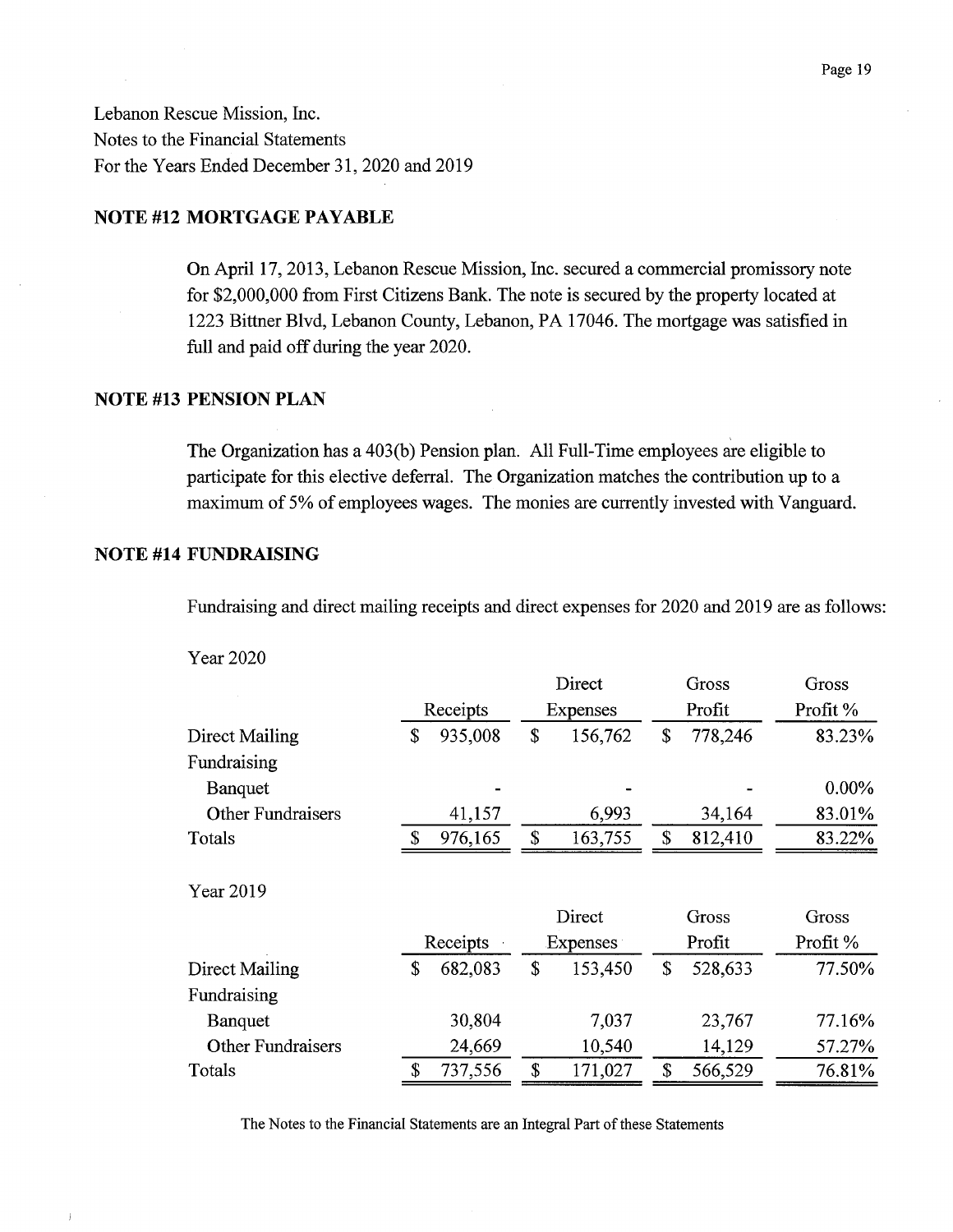Lebanon Rescue Mission, Inc.
Notes to the Financial Statements
For the Years Ended December 31, 2020 and 2019

## NOTE #12 MORTGAGE PAYABLE

On April 17, 2013, Lebanon Rescue Mission, Inc. secured a commercial promissory note for $2,000,000 from First Citizens Bank. The note is secured by the property located at 1223 Bittner Blvd, Lebanon County, Lebanon, PA 17046. The mortgage was satisfied in full and paid off during the year 2020.

## NOTE #13 PENSION PLAN

The Organization has a 403(b) Pension plan. All Full-Time employees are eligible to participate for this elective deferral. The Organization matches the contribution up to a maximum of 5% of employees wages. The monies are currently invested with Vanguard.

## NOTE #14 FUNDRAISING

Fundraising and direct mailing receipts and direct expenses for 2020 and 2019 are as follows:

Year 2020

| | Receipts | Direct Expenses | Gross Profit | Gross Profit % |
|---|---|---|---|---|
| Direct Mailing | $ 935,008 | $ 156,762 | $ 778,246 | 83.23% |
| Fundraising | | | | |
| Banquet | - | - | - | 0.00% |
| Other Fundraisers | 41,157 | 6,993 | 34,164 | 83.01% |
| Totals | $ 976,165 | $ 163,755 | $ 812,410 | 83.22% |

Year 2019

| | Receipts | Direct Expenses | Gross Profit | Gross Profit % |
|---|---|---|---|---|
| Direct Mailing | $ 682,083 | $ 153,450 | $ 528,633 | 77.50% |
| Fundraising | | | | |
| Banquet | 30,804 | 7,037 | 23,767 | 77.16% |
| Other Fundraisers | 24,669 | 10,540 | 14,129 | 57.27% |
| Totals | $ 737,556 | $ 171,027 | $ 566,529 | 76.81% |

The Notes to the Financial Statements are an Integral Part of these Statements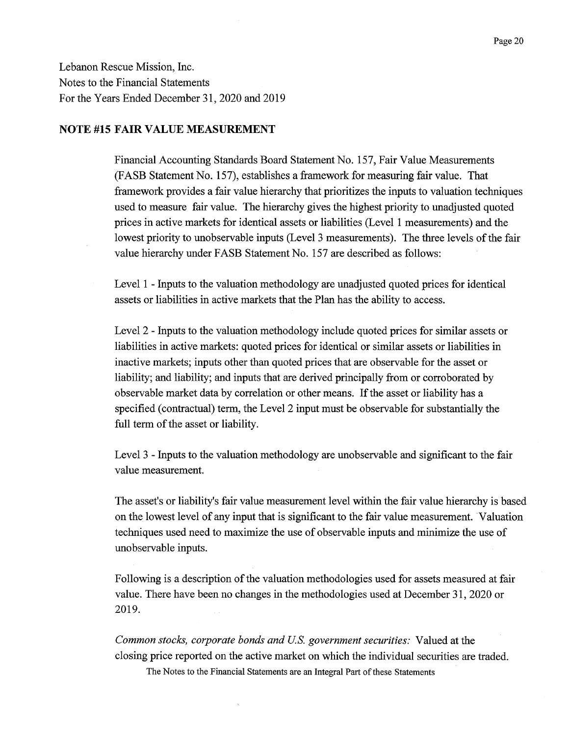Lebanon Rescue Mission, Inc.
Notes to the Financial Statements
For the Years Ended December 31, 2020 and 2019

## NOTE #15 FAIR VALUE MEASUREMENT

Financial Accounting Standards Board Statement No. 157, Fair Value Measurements (FASB Statement No. 157), establishes a framework for measuring fair value. That framework provides a fair value hierarchy that prioritizes the inputs to valuation techniques used to measure fair value. The hierarchy gives the highest priority to unadjusted quoted prices in active markets for identical assets or liabilities (Level 1 measurements) and the lowest priority to unobservable inputs (Level 3 measurements). The three levels of the fair value hierarchy under FASB Statement No. 157 are described as follows:

Level 1 - Inputs to the valuation methodology are unadjusted quoted prices for identical assets or liabilities in active markets that the Plan has the ability to access.

Level 2 - Inputs to the valuation methodology include quoted prices for similar assets or liabilities in active markets: quoted prices for identical or similar assets or liabilities in inactive markets; inputs other than quoted prices that are observable for the asset or liability; and liability; and inputs that are derived principally from or corroborated by observable market data by correlation or other means. If the asset or liability has a specified (contractual) term, the Level 2 input must be observable for substantially the full term of the asset or liability.

Level 3 - Inputs to the valuation methodology are unobservable and significant to the fair value measurement.

The asset's or liability's fair value measurement level within the fair value hierarchy is based on the lowest level of any input that is significant to the fair value measurement. Valuation techniques used need to maximize the use of observable inputs and minimize the use of unobservable inputs.

Following is a description of the valuation methodologies used for assets measured at fair value. There have been no changes in the methodologies used at December 31, 2020 or 2019.

*Common stocks, corporate bonds and U.S. government securities:* Valued at the closing price reported on the active market on which the individual securities are traded.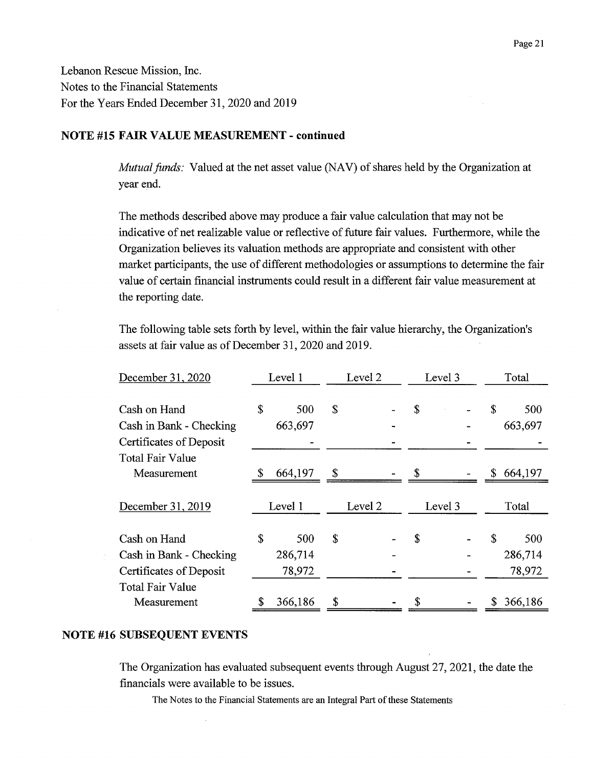Lebanon Rescue Mission, Inc.
Notes to the Financial Statements
For the Years Ended December 31, 2020 and 2019

## NOTE #15 FAIR VALUE MEASUREMENT - continued

*Mutual funds:* Valued at the net asset value (NAV) of shares held by the Organization at year end.

The methods described above may produce a fair value calculation that may not be indicative of net realizable value or reflective of future fair values. Furthermore, while the Organization believes its valuation methods are appropriate and consistent with other market participants, the use of different methodologies or assumptions to determine the fair value of certain financial instruments could result in a different fair value measurement at the reporting date.

The following table sets forth by level, within the fair value hierarchy, the Organization's assets at fair value as of December 31, 2020 and 2019.

| December 31, 2020 | Level 1 | Level 2 | Level 3 | Total |
|---|---|---|---|---|
| Cash on Hand | $ 500 | $ - | $ - | $ 500 |
| Cash in Bank - Checking | 663,697 | - | - | 663,697 |
| Certificates of Deposit | - | - | - | - |
| Total Fair Value Measurement | $ 664,197 | $ - | $ - | $ 664,197 |

| December 31, 2019 | Level 1 | Level 2 | Level 3 | Total |
|---|---|---|---|---|
| Cash on Hand | $ 500 | $ - | $ - | $ 500 |
| Cash in Bank - Checking | 286,714 | - | - | 286,714 |
| Certificates of Deposit | 78,972 | - | - | 78,972 |
| Total Fair Value Measurement | $ 366,186 | $ - | $ - | $ 366,186 |

## NOTE #16 SUBSEQUENT EVENTS

The Organization has evaluated subsequent events through August 27, 2021, the date the financials were available to be issues.

The Notes to the Financial Statements are an Integral Part of these Statements